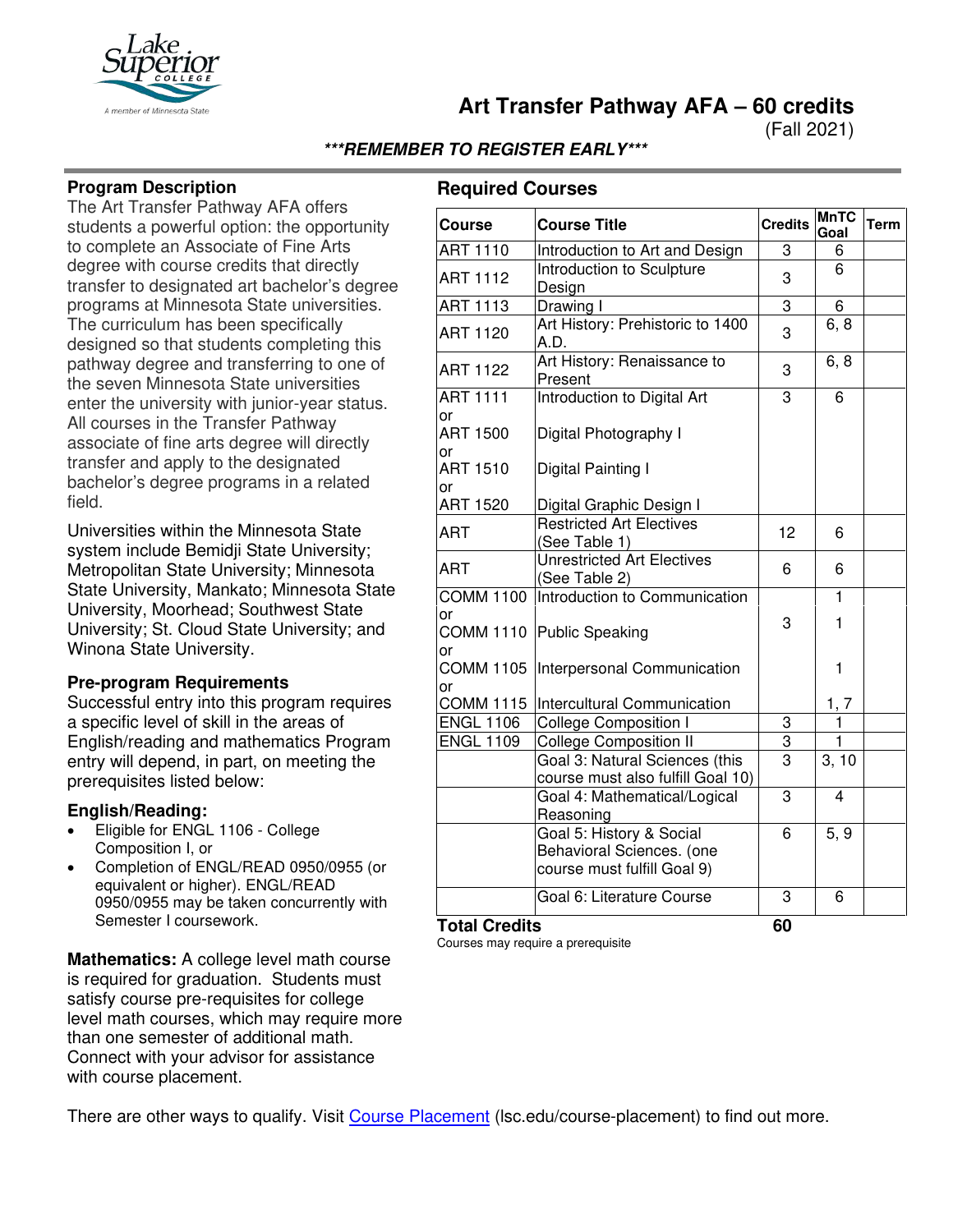# Art Transfer Pathway AFA – 60 credits

(Fall 2021)

***REMEMBER TO REGISTER EARLY***

## Program Description

The Art Transfer Pathway AFA offers students a powerful option: the opportunity to complete an Associate of Fine Arts degree with course credits that directly transfer to designated art bachelor's degree programs at Minnesota State universities. The curriculum has been specifically designed so that students completing this pathway degree and transferring to one of the seven Minnesota State universities enter the university with junior-year status. All courses in the Transfer Pathway associate of fine arts degree will directly transfer and apply to the designated bachelor's degree programs in a related field.

Universities within the Minnesota State system include Bemidji State University; Metropolitan State University; Minnesota State University, Mankato; Minnesota State University, Moorhead; Southwest State University; St. Cloud State University; and Winona State University.

### Pre-program Requirements

Successful entry into this program requires a specific level of skill in the areas of English/reading and mathematics Program entry will depend, in part, on meeting the prerequisites listed below:

### English/Reading:

- Eligible for ENGL 1106 - College Composition I, or
- Completion of ENGL/READ 0950/0955 (or equivalent or higher). ENGL/READ 0950/0955 may be taken concurrently with Semester I coursework.

**Mathematics:** A college level math course is required for graduation. Students must satisfy course pre-requisites for college level math courses, which may require more than one semester of additional math. Connect with your advisor for assistance with course placement.

## Required Courses

| Course | Course Title | Credits | MnTC Goal | Term |
|---|---|---|---|---|
| ART 1110 | Introduction to Art and Design | 3 | 6 | |
| ART 1112 | Introduction to Sculpture Design | 3 | 6 | |
| ART 1113 | Drawing I | 3 | 6 | |
| ART 1120 | Art History: Prehistoric to 1400 A.D. | 3 | 6, 8 | |
| ART 1122 | Art History: Renaissance to Present | 3 | 6, 8 | |
| ART 1111 or ART 1500 or ART 1510 or ART 1520 | Introduction to Digital Art / Digital Photography I / Digital Painting I / Digital Graphic Design I | 3 | 6 | |
| ART | Restricted Art Electives (See Table 1) | 12 | 6 | |
| ART | Unrestricted Art Electives (See Table 2) | 6 | 6 | |
| COMM 1100 or COMM 1110 or COMM 1105 or COMM 1115 | Introduction to Communication / Public Speaking / Interpersonal Communication / Intercultural Communication | 3 | 1 / 1 / 1 / 1, 7 | |
| ENGL 1106 | College Composition I | 3 | 1 | |
| ENGL 1109 | College Composition II | 3 | 1 | |
| | Goal 3: Natural Sciences (this course must also fulfill Goal 10) | 3 | 3, 10 | |
| | Goal 4: Mathematical/Logical Reasoning | 3 | 4 | |
| | Goal 5: History & Social Behavioral Sciences. (one course must fulfill Goal 9) | 6 | 5, 9 | |
| | Goal 6: Literature Course | 3 | 6 | |
| **Total Credits** | | **60** | | |

Courses may require a prerequisite

There are other ways to qualify. Visit Course Placement (lsc.edu/course-placement) to find out more.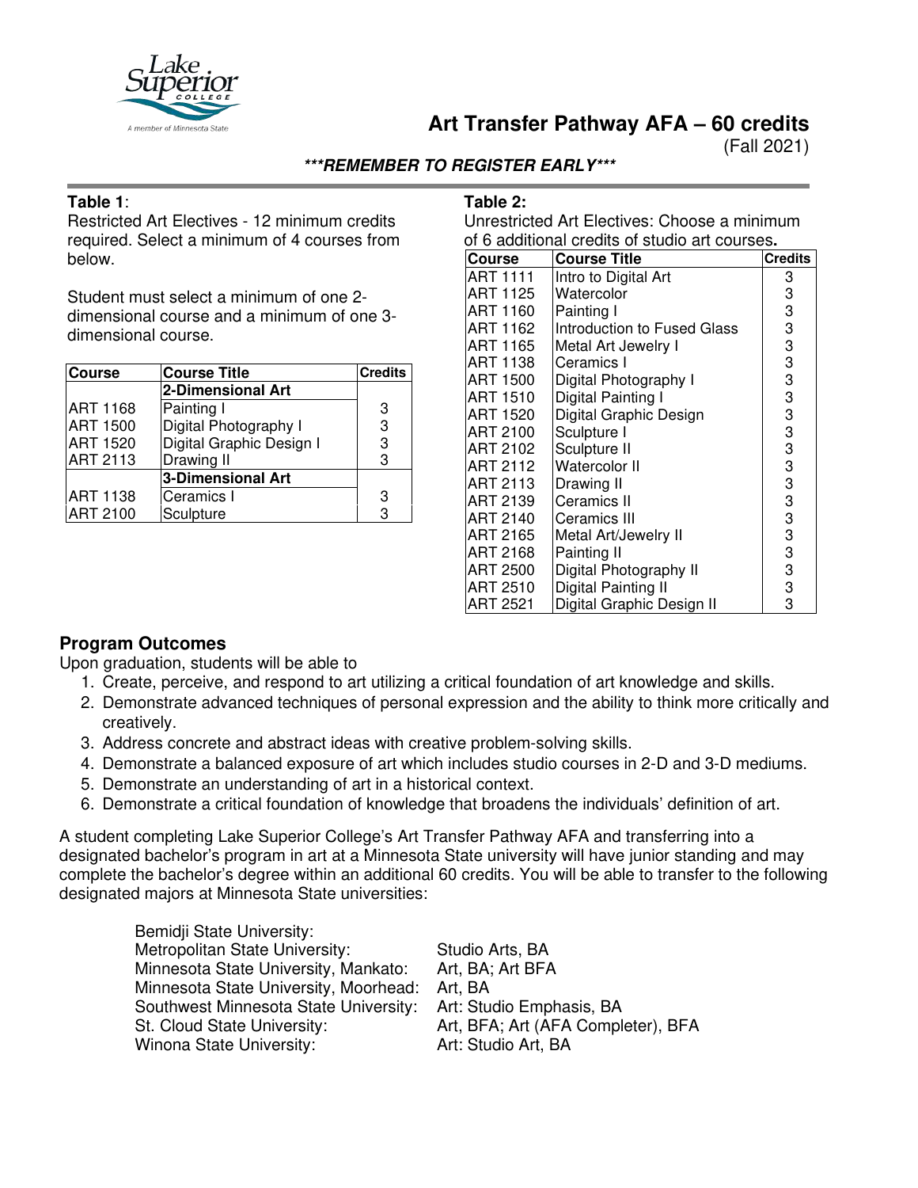# Art Transfer Pathway AFA – 60 credits

(Fall 2021)

***REMEMBER TO REGISTER EARLY***

**Table 1**:

Restricted Art Electives - 12 minimum credits required. Select a minimum of 4 courses from below.

Student must select a minimum of one 2-dimensional course and a minimum of one 3-dimensional course.

| Course | Course Title | Credits |
|---|---|---|
| | **2-Dimensional Art** | |
| ART 1168 | Painting I | 3 |
| ART 1500 | Digital Photography I | 3 |
| ART 1520 | Digital Graphic Design I | 3 |
| ART 2113 | Drawing II | 3 |
| | **3-Dimensional Art** | |
| ART 1138 | Ceramics I | 3 |
| ART 2100 | Sculpture | 3 |

**Table 2:**

Unrestricted Art Electives: Choose a minimum of 6 additional credits of studio art courses**.**

| Course | Course Title | Credits |
|---|---|---|
| ART 1111 | Intro to Digital Art | 3 |
| ART 1125 | Watercolor | 3 |
| ART 1160 | Painting I | 3 |
| ART 1162 | Introduction to Fused Glass | 3 |
| ART 1165 | Metal Art Jewelry I | 3 |
| ART 1138 | Ceramics I | 3 |
| ART 1500 | Digital Photography I | 3 |
| ART 1510 | Digital Painting I | 3 |
| ART 1520 | Digital Graphic Design | 3 |
| ART 2100 | Sculpture I | 3 |
| ART 2102 | Sculpture II | 3 |
| ART 2112 | Watercolor II | 3 |
| ART 2113 | Drawing II | 3 |
| ART 2139 | Ceramics II | 3 |
| ART 2140 | Ceramics III | 3 |
| ART 2165 | Metal Art/Jewelry II | 3 |
| ART 2168 | Painting II | 3 |
| ART 2500 | Digital Photography II | 3 |
| ART 2510 | Digital Painting II | 3 |
| ART 2521 | Digital Graphic Design II | 3 |

## Program Outcomes

Upon graduation, students will be able to

1. Create, perceive, and respond to art utilizing a critical foundation of art knowledge and skills.
2. Demonstrate advanced techniques of personal expression and the ability to think more critically and creatively.
3. Address concrete and abstract ideas with creative problem-solving skills.
4. Demonstrate a balanced exposure of art which includes studio courses in 2-D and 3-D mediums.
5. Demonstrate an understanding of art in a historical context.
6. Demonstrate a critical foundation of knowledge that broadens the individuals' definition of art.

A student completing Lake Superior College's Art Transfer Pathway AFA and transferring into a designated bachelor's program in art at a Minnesota State university will have junior standing and may complete the bachelor's degree within an additional 60 credits. You will be able to transfer to the following designated majors at Minnesota State universities:

| | |
|---|---|
| Bemidji State University: | |
| Metropolitan State University: | Studio Arts, BA |
| Minnesota State University, Mankato: | Art, BA; Art BFA |
| Minnesota State University, Moorhead: | Art, BA |
| Southwest Minnesota State University: | Art: Studio Emphasis, BA |
| St. Cloud State University: | Art, BFA; Art (AFA Completer), BFA |
| Winona State University: | Art: Studio Art, BA |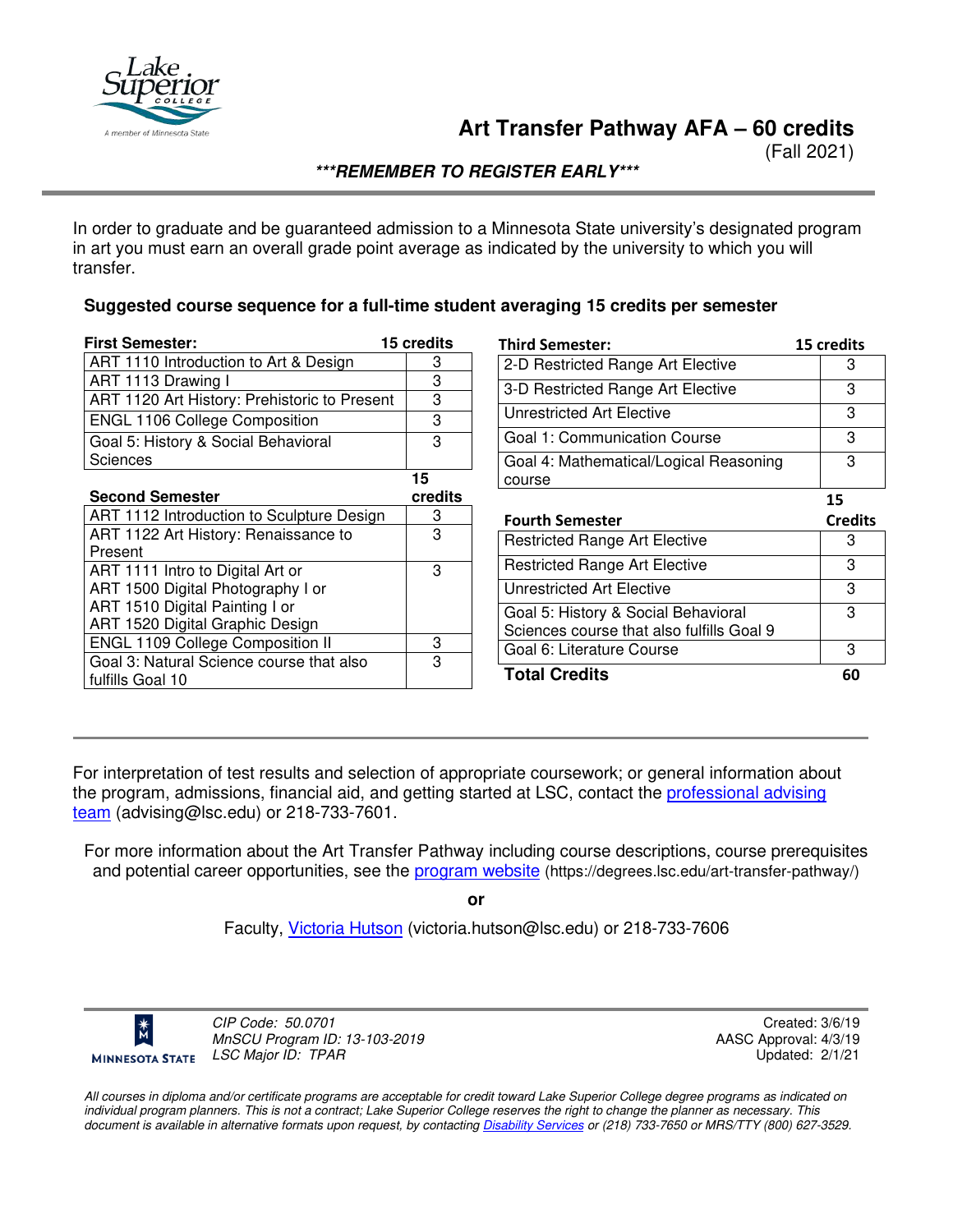# Art Transfer Pathway AFA – 60 credits

(Fall 2021)

***REMEMBER TO REGISTER EARLY***

In order to graduate and be guaranteed admission to a Minnesota State university's designated program in art you must earn an overall grade point average as indicated by the university to which you will transfer.

**Suggested course sequence for a full-time student averaging 15 credits per semester**

| **First Semester:** | **15 credits** |
|---|---|
| ART 1110 Introduction to Art & Design | 3 |
| ART 1113 Drawing I | 3 |
| ART 1120 Art History: Prehistoric to Present | 3 |
| ENGL 1106 College Composition | 3 |
| Goal 5: History & Social Behavioral Sciences | 3 |

| **Second Semester** | **15 credits** |
|---|---|
| ART 1112 Introduction to Sculpture Design | 3 |
| ART 1122 Art History: Renaissance to Present | 3 |
| ART 1111 Intro to Digital Art or ART 1500 Digital Photography I or ART 1510 Digital Painting I or ART 1520 Digital Graphic Design | 3 |
| ENGL 1109 College Composition II | 3 |
| Goal 3: Natural Science course that also fulfills Goal 10 | 3 |

| **Third Semester:** | **15 credits** |
|---|---|
| 2-D Restricted Range Art Elective | 3 |
| 3-D Restricted Range Art Elective | 3 |
| Unrestricted Art Elective | 3 |
| Goal 1: Communication Course | 3 |
| Goal 4: Mathematical/Logical Reasoning course | 3 |

| **Fourth Semester** | **15 Credits** |
|---|---|
| Restricted Range Art Elective | 3 |
| Restricted Range Art Elective | 3 |
| Unrestricted Art Elective | 3 |
| Goal 5: History & Social Behavioral Sciences course that also fulfills Goal 9 | 3 |
| Goal 6: Literature Course | 3 |
| **Total Credits** | **60** |

For interpretation of test results and selection of appropriate coursework; or general information about the program, admissions, financial aid, and getting started at LSC, contact the professional advising team (advising@lsc.edu) or 218-733-7601.

For more information about the Art Transfer Pathway including course descriptions, course prerequisites and potential career opportunities, see the program website (https://degrees.lsc.edu/art-transfer-pathway/)

**or**

Faculty, Victoria Hutson (victoria.hutson@lsc.edu) or 218-733-7606

*CIP Code: 50.0701*
*MnSCU Program ID: 13-103-2019*
*LSC Major ID: TPAR*

Created: 3/6/19
AASC Approval: 4/3/19
Updated: 2/1/21

*All courses in diploma and/or certificate programs are acceptable for credit toward Lake Superior College degree programs as indicated on individual program planners. This is not a contract; Lake Superior College reserves the right to change the planner as necessary. This document is available in alternative formats upon request, by contacting Disability Services or (218) 733-7650 or MRS/TTY (800) 627-3529.*